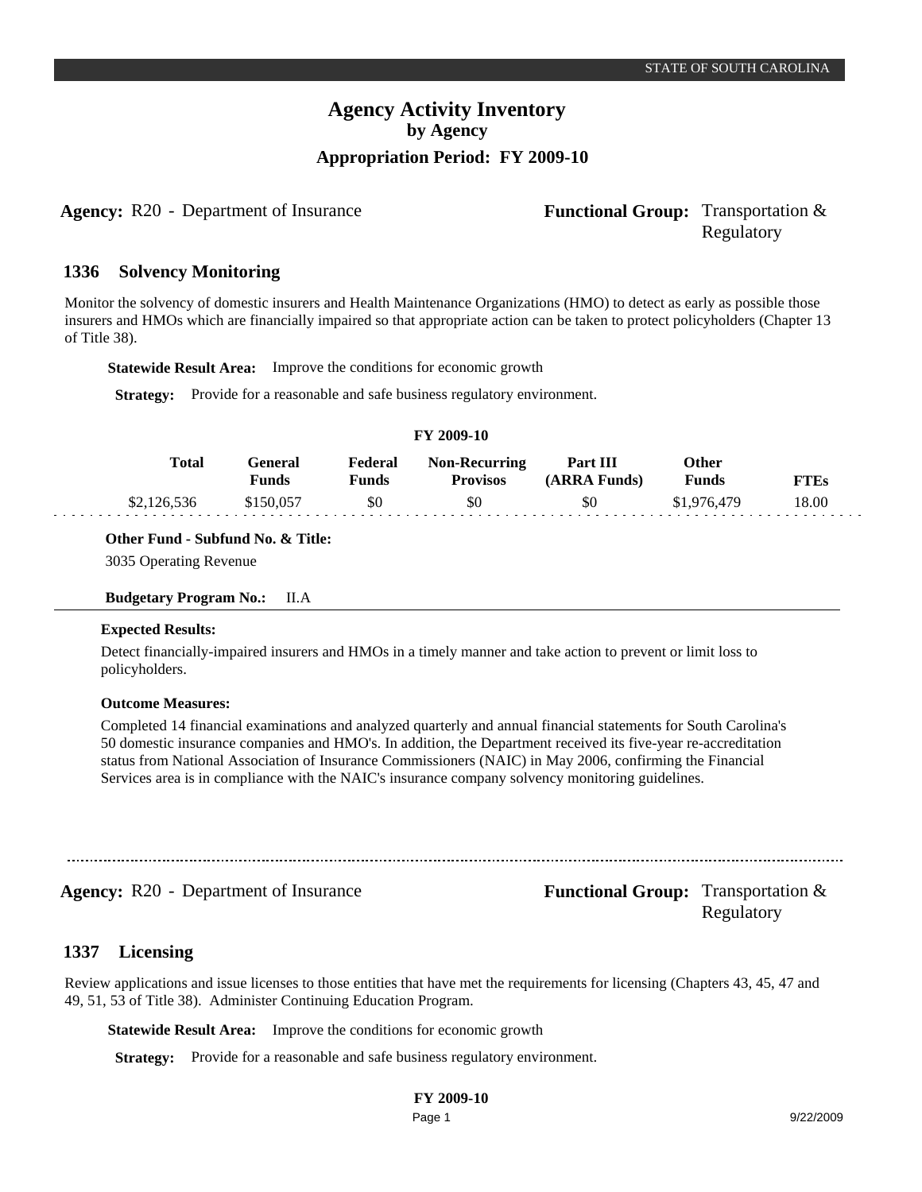STATE OF SOUTH CAROLINA

# Agency Activity Inventory
## by Agency
### Appropriation Period: FY 2009-10

**Agency:** R20 - Department of Insurance **Functional Group:** Transportation & Regulatory

## 1336 Solvency Monitoring

Monitor the solvency of domestic insurers and Health Maintenance Organizations (HMO) to detect as early as possible those insurers and HMOs which are financially impaired so that appropriate action can be taken to protect policyholders (Chapter 13 of Title 38).

**Statewide Result Area:** Improve the conditions for economic growth

**Strategy:** Provide for a reasonable and safe business regulatory environment.

**FY 2009-10**

| Total | General Funds | Federal Funds | Non-Recurring Provisos | Part III (ARRA Funds) | Other Funds | FTEs |
|---|---|---|---|---|---|---|
| $2,126,536 | $150,057 | $0 | $0 | $0 | $1,976,479 | 18.00 |

**Other Fund - Subfund No. & Title:**

3035 Operating Revenue

**Budgetary Program No.:** II.A

**Expected Results:**

Detect financially-impaired insurers and HMOs in a timely manner and take action to prevent or limit loss to policyholders.

**Outcome Measures:**

Completed 14 financial examinations and analyzed quarterly and annual financial statements for South Carolina's 50 domestic insurance companies and HMO's. In addition, the Department received its five-year re-accreditation status from National Association of Insurance Commissioners (NAIC) in May 2006, confirming the Financial Services area is in compliance with the NAIC's insurance company solvency monitoring guidelines.

---

**Agency:** R20 - Department of Insurance **Functional Group:** Transportation & Regulatory

## 1337 Licensing

Review applications and issue licenses to those entities that have met the requirements for licensing (Chapters 43, 45, 47 and 49, 51, 53 of Title 38). Administer Continuing Education Program.

**Statewide Result Area:** Improve the conditions for economic growth

**Strategy:** Provide for a reasonable and safe business regulatory environment.

**FY 2009-10**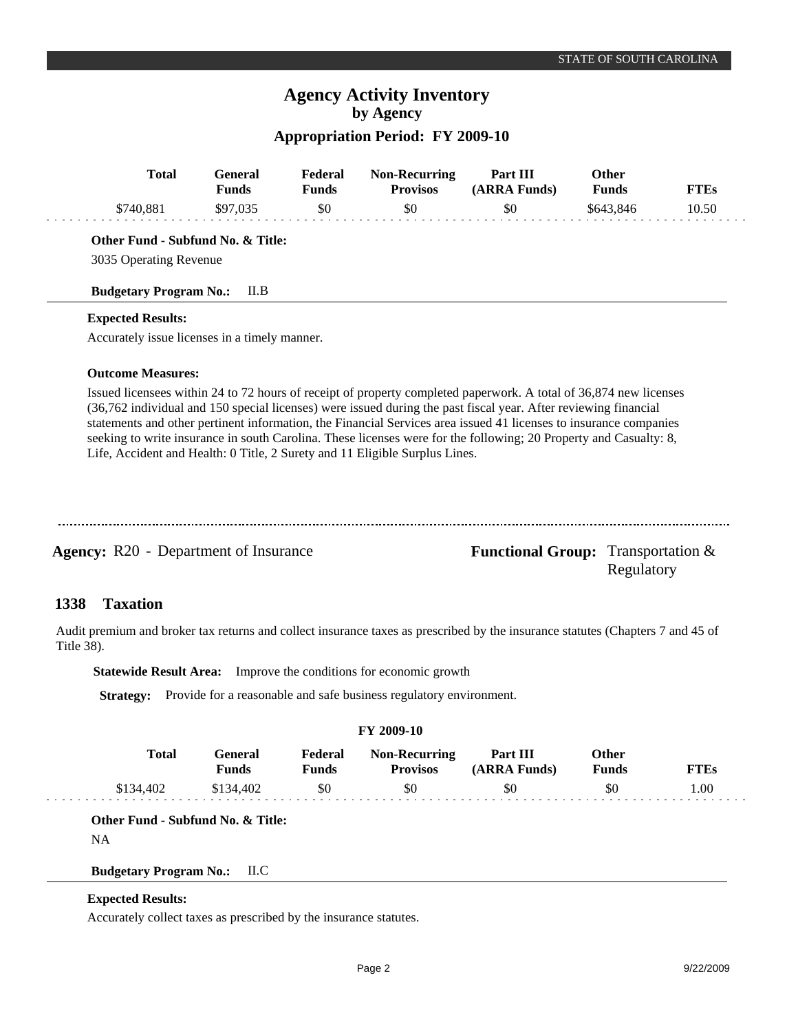| Total | General Funds | Federal Funds | Non-Recurring Provisos | Part III (ARRA Funds) | Other Funds | FTEs |
|---|---|---|---|---|---|---|
| $740,881 | $97,035 | $0 | $0 | $0 | $643,846 | 10.50 |

**Other Fund - Subfund No. & Title:**

3035 Operating Revenue

**Budgetary Program No.:** II.B

**Expected Results:**

Accurately issue licenses in a timely manner.

**Outcome Measures:**

Issued licensees within 24 to 72 hours of receipt of property completed paperwork. A total of 36,874 new licenses (36,762 individual and 150 special licenses) were issued during the past fiscal year. After reviewing financial statements and other pertinent information, the Financial Services area issued 41 licenses to insurance companies seeking to write insurance in south Carolina. These licenses were for the following; 20 Property and Casualty: 8, Life, Accident and Health: 0 Title, 2 Surety and 11 Eligible Surplus Lines.

---

**Agency:** R20 - Department of Insurance

**Functional Group:** Transportation & Regulatory

## 1338 Taxation

Audit premium and broker tax returns and collect insurance taxes as prescribed by the insurance statutes (Chapters 7 and 45 of Title 38).

**Statewide Result Area:** Improve the conditions for economic growth

**Strategy:** Provide for a reasonable and safe business regulatory environment.

**FY 2009-10**

| Total | General Funds | Federal Funds | Non-Recurring Provisos | Part III (ARRA Funds) | Other Funds | FTEs |
|---|---|---|---|---|---|---|
| $134,402 | $134,402 | $0 | $0 | $0 | $0 | 1.00 |

**Other Fund - Subfund No. & Title:**

NA

**Budgetary Program No.:** II.C

**Expected Results:**

Accurately collect taxes as prescribed by the insurance statutes.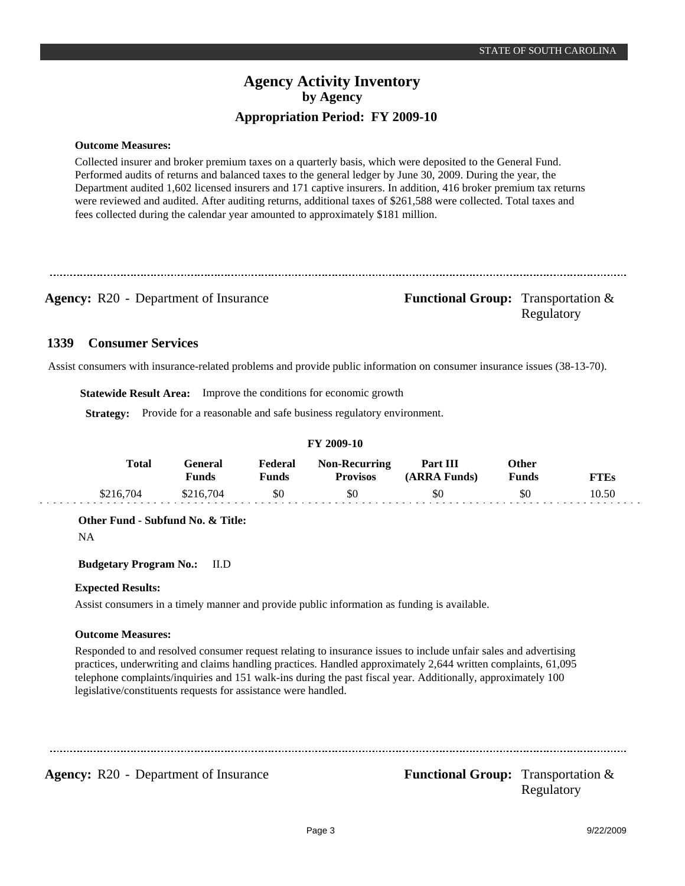**Outcome Measures:**

Collected insurer and broker premium taxes on a quarterly basis, which were deposited to the General Fund. Performed audits of returns and balanced taxes to the general ledger by June 30, 2009. During the year, the Department audited 1,602 licensed insurers and 171 captive insurers. In addition, 416 broker premium tax returns were reviewed and audited. After auditing returns, additional taxes of $261,588 were collected. Total taxes and fees collected during the calendar year amounted to approximately $181 million.

---

**Agency:** R20 - Department of Insurance

**Functional Group:** Transportation & Regulatory

## 1339 Consumer Services

Assist consumers with insurance-related problems and provide public information on consumer insurance issues (38-13-70).

**Statewide Result Area:** Improve the conditions for economic growth

**Strategy:** Provide for a reasonable and safe business regulatory environment.

**FY 2009-10**

| Total | General Funds | Federal Funds | Non-Recurring Provisos | Part III (ARRA Funds) | Other Funds | FTEs |
|---|---|---|---|---|---|---|
| $216,704 | $216,704 | $0 | $0 | $0 | $0 | 10.50 |

**Other Fund - Subfund No. & Title:**

NA

**Budgetary Program No.:** II.D

**Expected Results:**

Assist consumers in a timely manner and provide public information as funding is available.

**Outcome Measures:**

Responded to and resolved consumer request relating to insurance issues to include unfair sales and advertising practices, underwriting and claims handling practices. Handled approximately 2,644 written complaints, 61,095 telephone complaints/inquiries and 151 walk-ins during the past fiscal year. Additionally, approximately 100 legislative/constituents requests for assistance were handled.

---

**Agency:** R20 - Department of Insurance

**Functional Group:** Transportation & Regulatory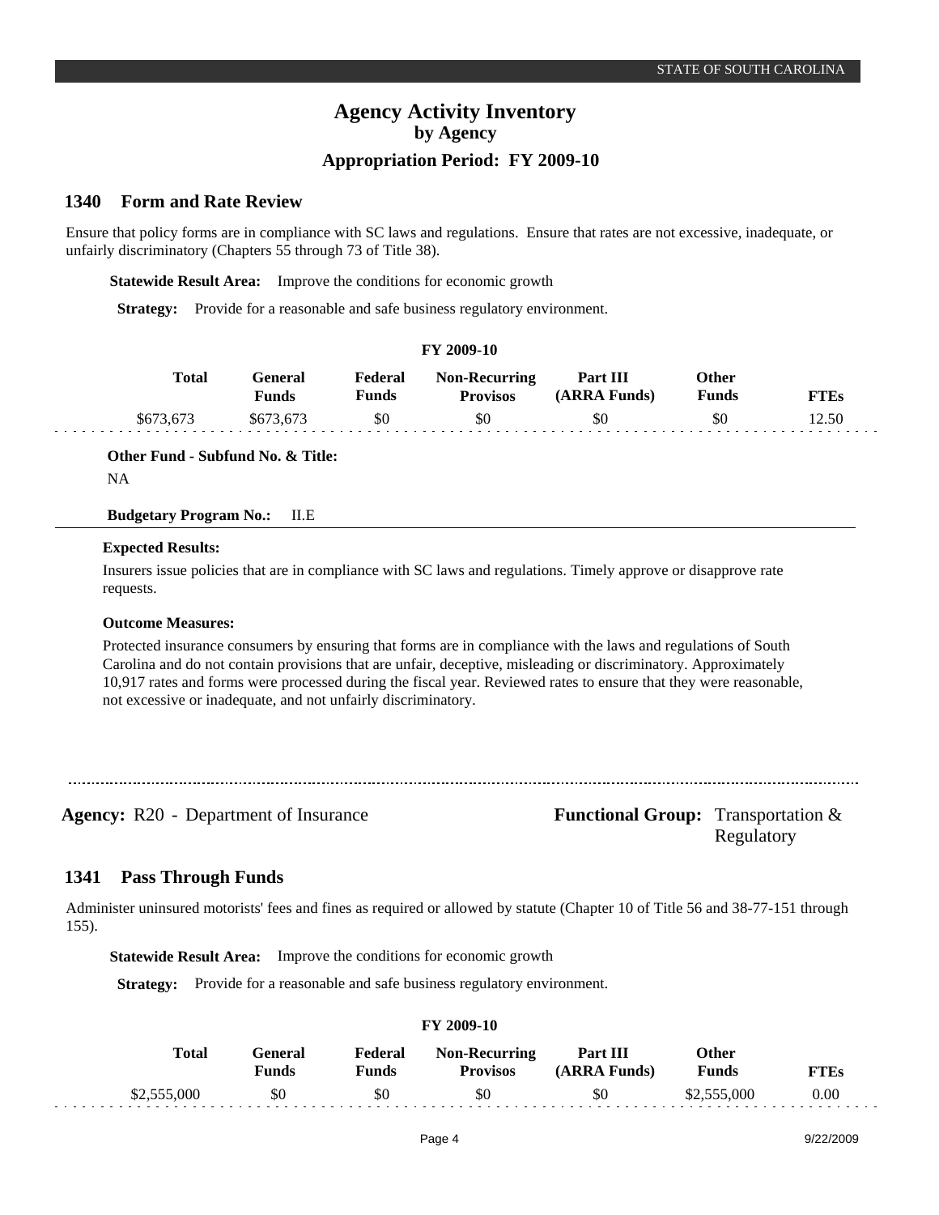## 1340 Form and Rate Review

Ensure that policy forms are in compliance with SC laws and regulations. Ensure that rates are not excessive, inadequate, or unfairly discriminatory (Chapters 55 through 73 of Title 38).

**Statewide Result Area:** Improve the conditions for economic growth

**Strategy:** Provide for a reasonable and safe business regulatory environment.

**FY 2009-10**

| Total | General Funds | Federal Funds | Non-Recurring Provisos | Part III (ARRA Funds) | Other Funds | FTEs |
|---|---|---|---|---|---|---|
| $673,673 | $673,673 | $0 | $0 | $0 | $0 | 12.50 |

**Other Fund - Subfund No. & Title:**

NA

**Budgetary Program No.:** II.E

**Expected Results:**

Insurers issue policies that are in compliance with SC laws and regulations. Timely approve or disapprove rate requests.

**Outcome Measures:**

Protected insurance consumers by ensuring that forms are in compliance with the laws and regulations of South Carolina and do not contain provisions that are unfair, deceptive, misleading or discriminatory. Approximately 10,917 rates and forms were processed during the fiscal year. Reviewed rates to ensure that they were reasonable, not excessive or inadequate, and not unfairly discriminatory.

---

**Agency:** R20 - Department of Insurance

**Functional Group:** Transportation & Regulatory

## 1341 Pass Through Funds

Administer uninsured motorists' fees and fines as required or allowed by statute (Chapter 10 of Title 56 and 38-77-151 through 155).

**Statewide Result Area:** Improve the conditions for economic growth

**Strategy:** Provide for a reasonable and safe business regulatory environment.

**FY 2009-10**

| Total | General Funds | Federal Funds | Non-Recurring Provisos | Part III (ARRA Funds) | Other Funds | FTEs |
|---|---|---|---|---|---|---|
| $2,555,000 | $0 | $0 | $0 | $0 | $2,555,000 | 0.00 |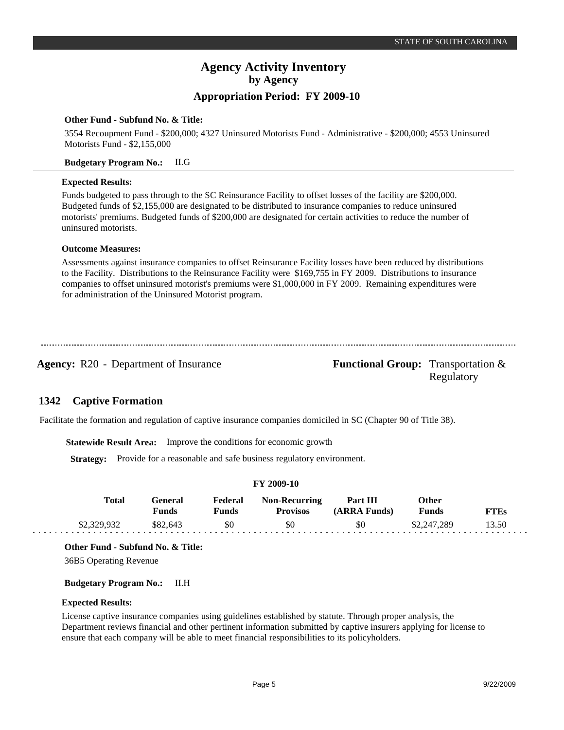**Other Fund - Subfund No. & Title:**

3554 Recoupment Fund - $200,000; 4327 Uninsured Motorists Fund - Administrative - $200,000; 4553 Uninsured Motorists Fund - $2,155,000

**Budgetary Program No.:** II.G

**Expected Results:**

Funds budgeted to pass through to the SC Reinsurance Facility to offset losses of the facility are $200,000. Budgeted funds of $2,155,000 are designated to be distributed to insurance companies to reduce uninsured motorists' premiums. Budgeted funds of $200,000 are designated for certain activities to reduce the number of uninsured motorists.

**Outcome Measures:**

Assessments against insurance companies to offset Reinsurance Facility losses have been reduced by distributions to the Facility. Distributions to the Reinsurance Facility were $169,755 in FY 2009. Distributions to insurance companies to offset uninsured motorist's premiums were $1,000,000 in FY 2009. Remaining expenditures were for administration of the Uninsured Motorist program.

---

**Agency:** R20 - Department of Insurance

**Functional Group:** Transportation & Regulatory

## 1342 Captive Formation

Facilitate the formation and regulation of captive insurance companies domiciled in SC (Chapter 90 of Title 38).

**Statewide Result Area:** Improve the conditions for economic growth

**Strategy:** Provide for a reasonable and safe business regulatory environment.

**FY 2009-10**

| Total | General Funds | Federal Funds | Non-Recurring Provisos | Part III (ARRA Funds) | Other Funds | FTEs |
|---|---|---|---|---|---|---|
| $2,329,932 | $82,643 | $0 | $0 | $0 | $2,247,289 | 13.50 |

**Other Fund - Subfund No. & Title:**

36B5 Operating Revenue

**Budgetary Program No.:** II.H

**Expected Results:**

License captive insurance companies using guidelines established by statute. Through proper analysis, the Department reviews financial and other pertinent information submitted by captive insurers applying for license to ensure that each company will be able to meet financial responsibilities to its policyholders.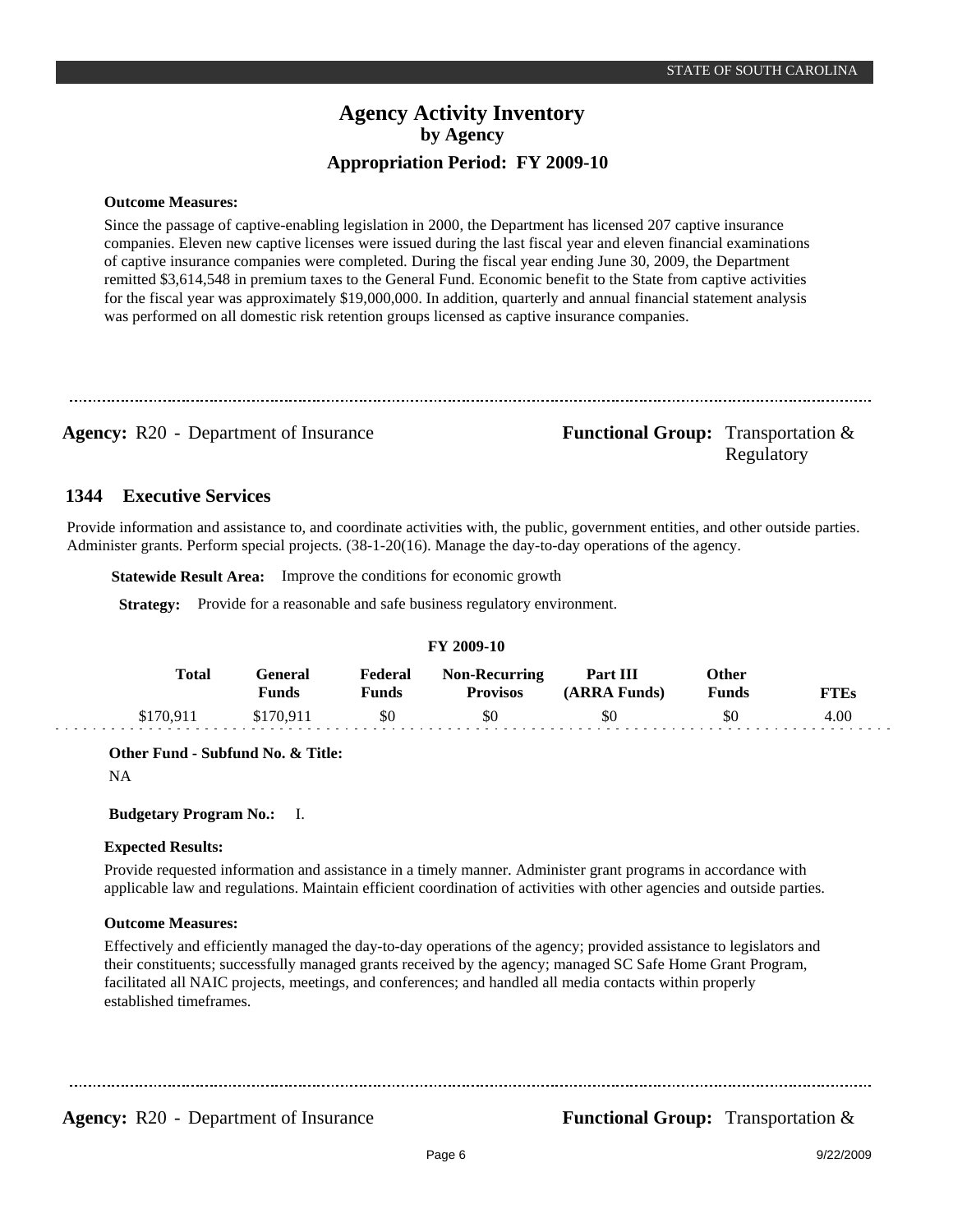**Outcome Measures:**

Since the passage of captive-enabling legislation in 2000, the Department has licensed 207 captive insurance companies. Eleven new captive licenses were issued during the last fiscal year and eleven financial examinations of captive insurance companies were completed. During the fiscal year ending June 30, 2009, the Department remitted $3,614,548 in premium taxes to the General Fund. Economic benefit to the State from captive activities for the fiscal year was approximately $19,000,000. In addition, quarterly and annual financial statement analysis was performed on all domestic risk retention groups licensed as captive insurance companies.

---

**Agency:** R20 - Department of Insurance **Functional Group:** Transportation & Regulatory

## 1344 Executive Services

Provide information and assistance to, and coordinate activities with, the public, government entities, and other outside parties. Administer grants. Perform special projects. (38-1-20(16). Manage the day-to-day operations of the agency.

**Statewide Result Area:** Improve the conditions for economic growth

**Strategy:** Provide for a reasonable and safe business regulatory environment.

**FY 2009-10**

| Total | General Funds | Federal Funds | Non-Recurring Provisos | Part III (ARRA Funds) | Other Funds | FTEs |
|---|---|---|---|---|---|---|
| $170,911 | $170,911 | $0 | $0 | $0 | $0 | 4.00 |

**Other Fund - Subfund No. & Title:**

NA

**Budgetary Program No.:** I.

**Expected Results:**

Provide requested information and assistance in a timely manner. Administer grant programs in accordance with applicable law and regulations. Maintain efficient coordination of activities with other agencies and outside parties.

**Outcome Measures:**

Effectively and efficiently managed the day-to-day operations of the agency; provided assistance to legislators and their constituents; successfully managed grants received by the agency; managed SC Safe Home Grant Program, facilitated all NAIC projects, meetings, and conferences; and handled all media contacts within properly established timeframes.

---

**Agency:** R20 - Department of Insurance **Functional Group:** Transportation &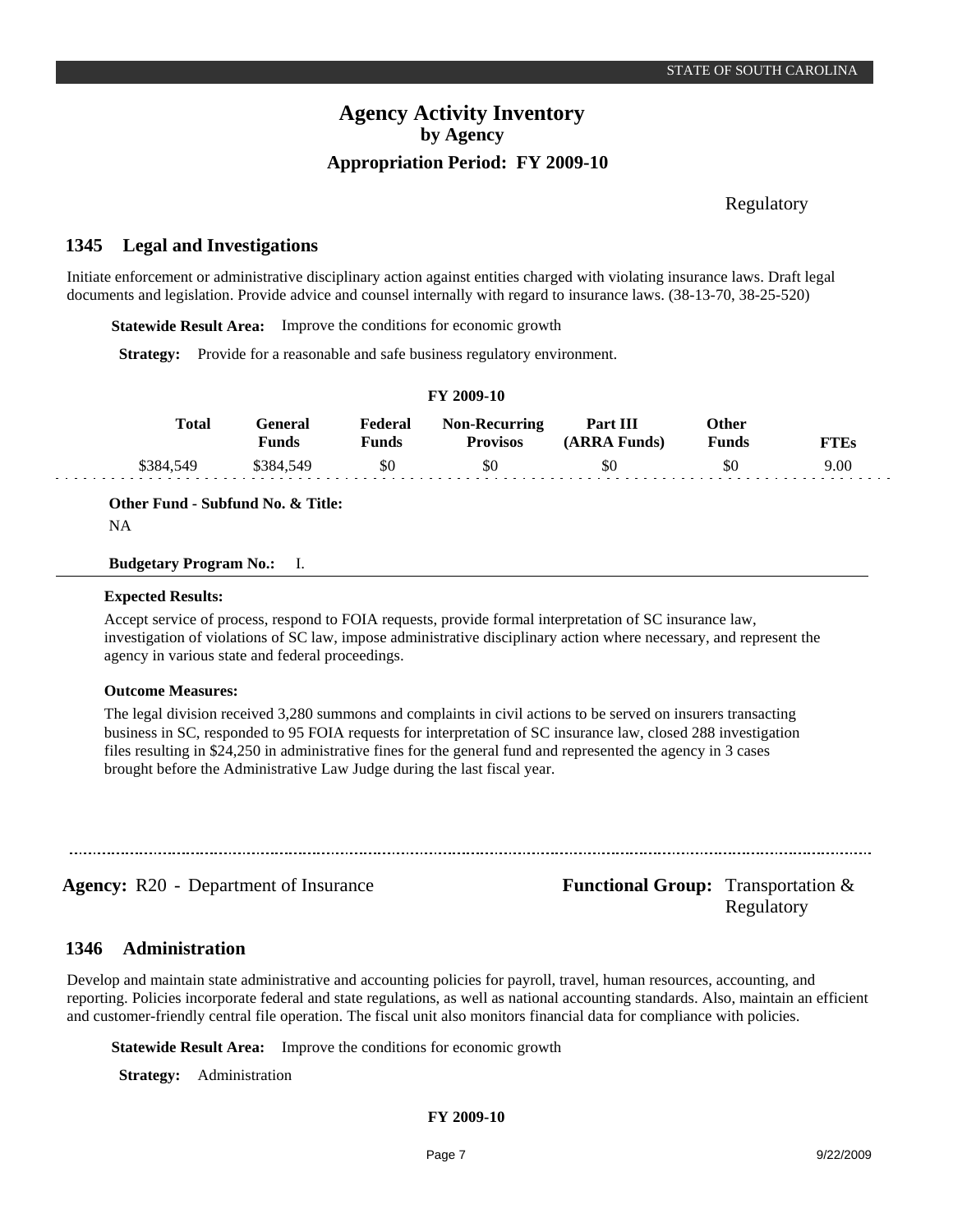Regulatory

## 1345 Legal and Investigations

Initiate enforcement or administrative disciplinary action against entities charged with violating insurance laws. Draft legal documents and legislation. Provide advice and counsel internally with regard to insurance laws. (38-13-70, 38-25-520)

**Statewide Result Area:** Improve the conditions for economic growth

**Strategy:** Provide for a reasonable and safe business regulatory environment.

**FY 2009-10**

| Total | General Funds | Federal Funds | Non-Recurring Provisos | Part III (ARRA Funds) | Other Funds | FTEs |
|---|---|---|---|---|---|---|
| $384,549 | $384,549 | $0 | $0 | $0 | $0 | 9.00 |

**Other Fund - Subfund No. & Title:**
NA

**Budgetary Program No.:** I.

**Expected Results:**

Accept service of process, respond to FOIA requests, provide formal interpretation of SC insurance law, investigation of violations of SC law, impose administrative disciplinary action where necessary, and represent the agency in various state and federal proceedings.

**Outcome Measures:**

The legal division received 3,280 summons and complaints in civil actions to be served on insurers transacting business in SC, responded to 95 FOIA requests for interpretation of SC insurance law, closed 288 investigation files resulting in $24,250 in administrative fines for the general fund and represented the agency in 3 cases brought before the Administrative Law Judge during the last fiscal year.

---

**Agency:** R20 - Department of Insurance **Functional Group:** Transportation & Regulatory

## 1346 Administration

Develop and maintain state administrative and accounting policies for payroll, travel, human resources, accounting, and reporting. Policies incorporate federal and state regulations, as well as national accounting standards. Also, maintain an efficient and customer-friendly central file operation. The fiscal unit also monitors financial data for compliance with policies.

**Statewide Result Area:** Improve the conditions for economic growth

**Strategy:** Administration

**FY 2009-10**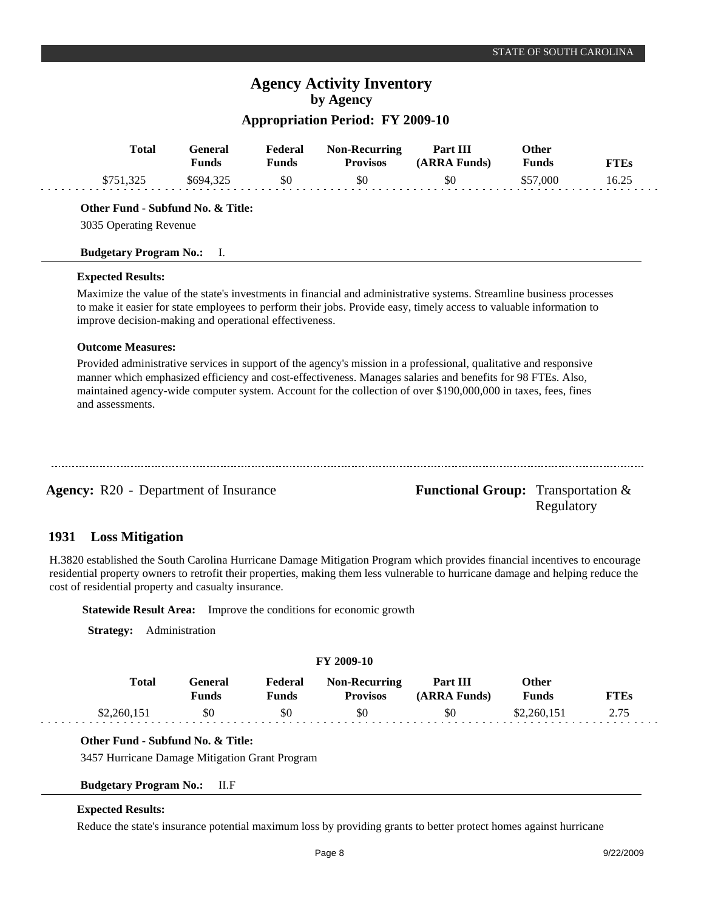# Agency Activity Inventory
## by Agency
### Appropriation Period: FY 2009-10

| Total | General Funds | Federal Funds | Non-Recurring Provisos | Part III (ARRA Funds) | Other Funds | FTEs |
|---|---|---|---|---|---|---|
| $751,325 | $694,325 | $0 | $0 | $0 | $57,000 | 16.25 |

**Other Fund - Subfund No. & Title:**

3035 Operating Revenue

**Budgetary Program No.:** I.

**Expected Results:**

Maximize the value of the state's investments in financial and administrative systems. Streamline business processes to make it easier for state employees to perform their jobs. Provide easy, timely access to valuable information to improve decision-making and operational effectiveness.

**Outcome Measures:**

Provided administrative services in support of the agency's mission in a professional, qualitative and responsive manner which emphasized efficiency and cost-effectiveness. Manages salaries and benefits for 98 FTEs. Also, maintained agency-wide computer system. Account for the collection of over $190,000,000 in taxes, fees, fines and assessments.

---

**Agency:** R20 - Department of Insurance

**Functional Group:** Transportation & Regulatory

## 1931 Loss Mitigation

H.3820 established the South Carolina Hurricane Damage Mitigation Program which provides financial incentives to encourage residential property owners to retrofit their properties, making them less vulnerable to hurricane damage and helping reduce the cost of residential property and casualty insurance.

**Statewide Result Area:** Improve the conditions for economic growth

**Strategy:** Administration

**FY 2009-10**

| Total | General Funds | Federal Funds | Non-Recurring Provisos | Part III (ARRA Funds) | Other Funds | FTEs |
|---|---|---|---|---|---|---|
| $2,260,151 | $0 | $0 | $0 | $0 | $2,260,151 | 2.75 |

**Other Fund - Subfund No. & Title:**

3457 Hurricane Damage Mitigation Grant Program

**Budgetary Program No.:** II.F

**Expected Results:**

Reduce the state's insurance potential maximum loss by providing grants to better protect homes against hurricane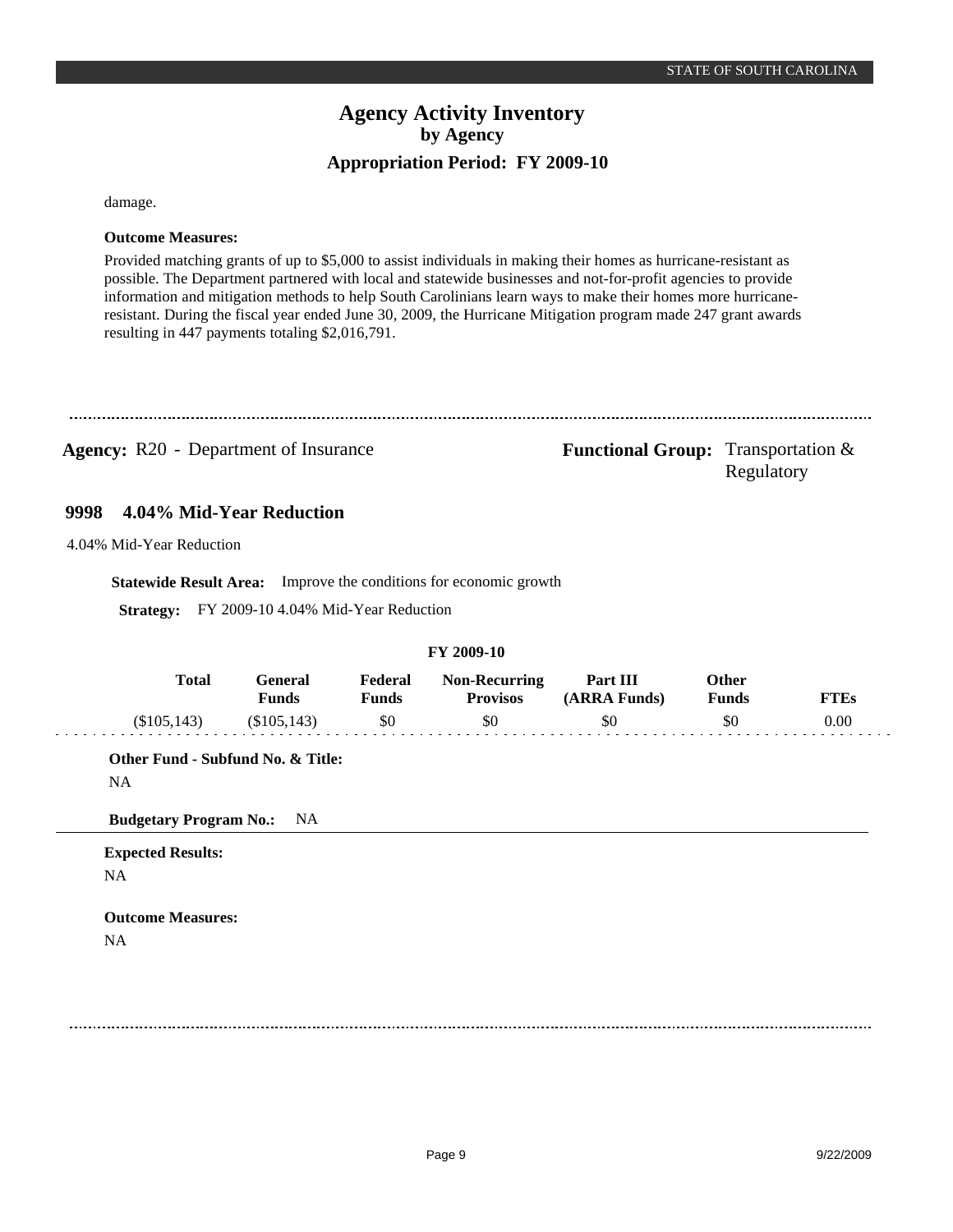damage.

**Outcome Measures:**

Provided matching grants of up to $5,000 to assist individuals in making their homes as hurricane-resistant as possible. The Department partnered with local and statewide businesses and not-for-profit agencies to provide information and mitigation methods to help South Carolinians learn ways to make their homes more hurricane-resistant. During the fiscal year ended June 30, 2009, the Hurricane Mitigation program made 247 grant awards resulting in 447 payments totaling $2,016,791.

---

**Agency:** R20 - Department of Insurance

**Functional Group:** Transportation & Regulatory

## 9998 4.04% Mid-Year Reduction

4.04% Mid-Year Reduction

**Statewide Result Area:** Improve the conditions for economic growth

**Strategy:** FY 2009-10 4.04% Mid-Year Reduction

**FY 2009-10**

| Total | General Funds | Federal Funds | Non-Recurring Provisos | Part III (ARRA Funds) | Other Funds | FTEs |
|---|---|---|---|---|---|---|
| ($105,143) | ($105,143) | $0 | $0 | $0 | $0 | 0.00 |

**Other Fund - Subfund No. & Title:**

NA

**Budgetary Program No.:** NA

**Expected Results:**

NA

**Outcome Measures:**

NA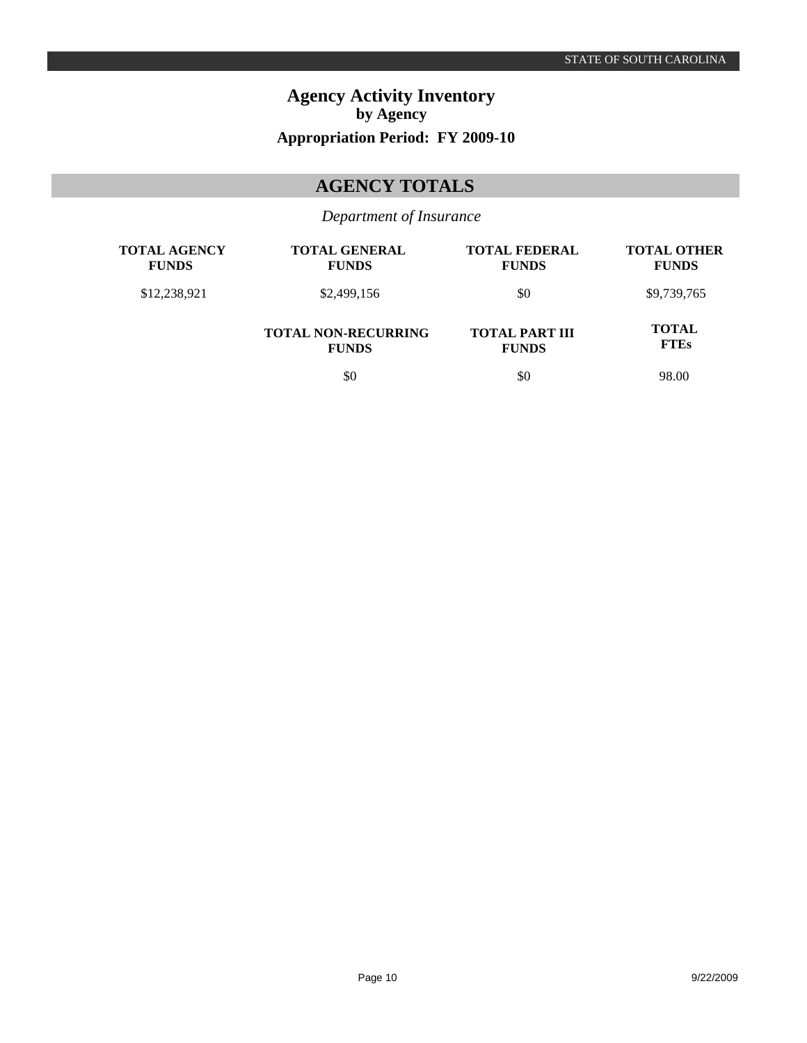STATE OF SOUTH CAROLINA

# Agency Activity Inventory
### by Agency
### Appropriation Period: FY 2009-10

## AGENCY TOTALS

*Department of Insurance*

| TOTAL AGENCY FUNDS | TOTAL GENERAL FUNDS | TOTAL FEDERAL FUNDS | TOTAL OTHER FUNDS |
|---|---|---|---|
| $12,238,921 | $2,499,156 | $0 | $9,739,765 |

| TOTAL NON-RECURRING FUNDS | TOTAL PART III FUNDS | TOTAL FTEs |
|---|---|---|
| $0 | $0 | 98.00 |